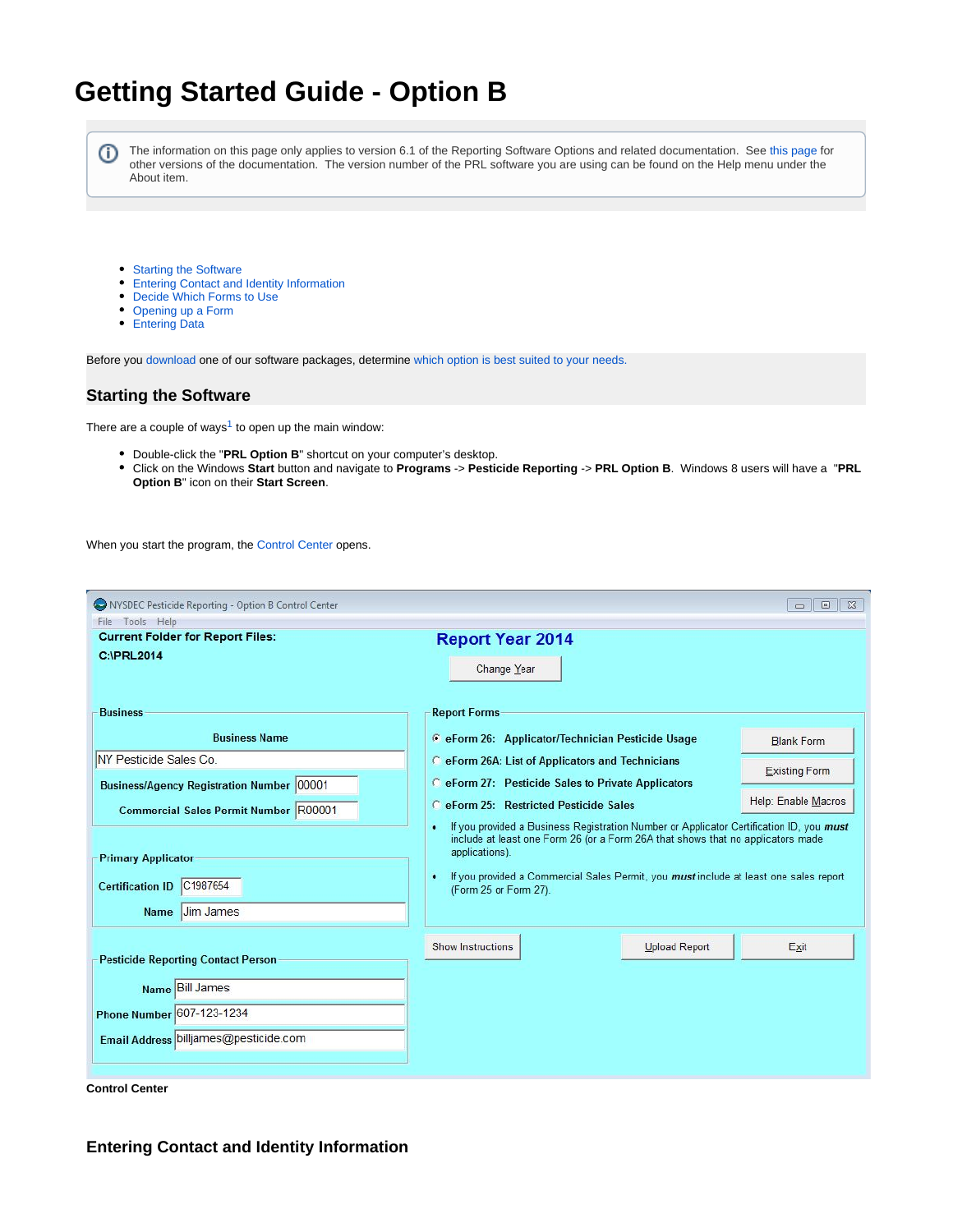# Getting Started Guide - Option B

The information on this page only applies to version 6.1 of the Reporting Software Options and related documentation. See this page for other versions of the documentation. The version number of the PRL software you are using can be found on the Help menu under the About item.

- Starting the Software
- Entering Contact and Identity Information
- Decide Which Forms to Use
- Opening up a Form
- Entering Data

Before you download one of our software packages, determine which option is best suited to your needs.

## Starting the Software

There are a couple of ways[1] to open up the main window:

- Double-click the "**PRL Option B**" shortcut on your computer's desktop.
- Click on the Windows **Start** button and navigate to **Programs** -> **Pesticide Reporting** -> **PRL Option B**. Windows 8 users will have a "**PRL Option B**" icon on their **Start Screen**.

When you start the program, the Control Center opens.

NYSDEC Pesticide Reporting - Option B Control Center

File Tools Help

**Current Folder for Report Files:**

**C:\PRL2014**

**Report Year 2014**

Change Year

**Business**

Business Name: NY Pesticide Sales Co.

Business/Agency Registration Number: 00001

Commercial Sales Permit Number: R00001

**Primary Applicator**

Certification ID: C1987654

Name: Jim James

**Pesticide Reporting Contact Person**

Name: Bill James

Phone Number: 607-123-1234

Email Address: billjames@pesticide.com

**Report Forms**

- eForm 26: Applicator/Technician Pesticide Usage
- eForm 26A: List of Applicators and Technicians
- eForm 27: Pesticide Sales to Private Applicators
- eForm 25: Restricted Pesticide Sales

Blank Form | Existing Form | Help: Enable Macros

- If you provided a Business Registration Number or Applicator Certification ID, you *must* include at least one Form 26 (or a Form 26A that shows that no applicators made applications).
- If you provided a Commercial Sales Permit, you *must* include at least one sales report (Form 25 or Form 27).

Show Instructions | Upload Report | Exit

**Control Center**

## Entering Contact and Identity Information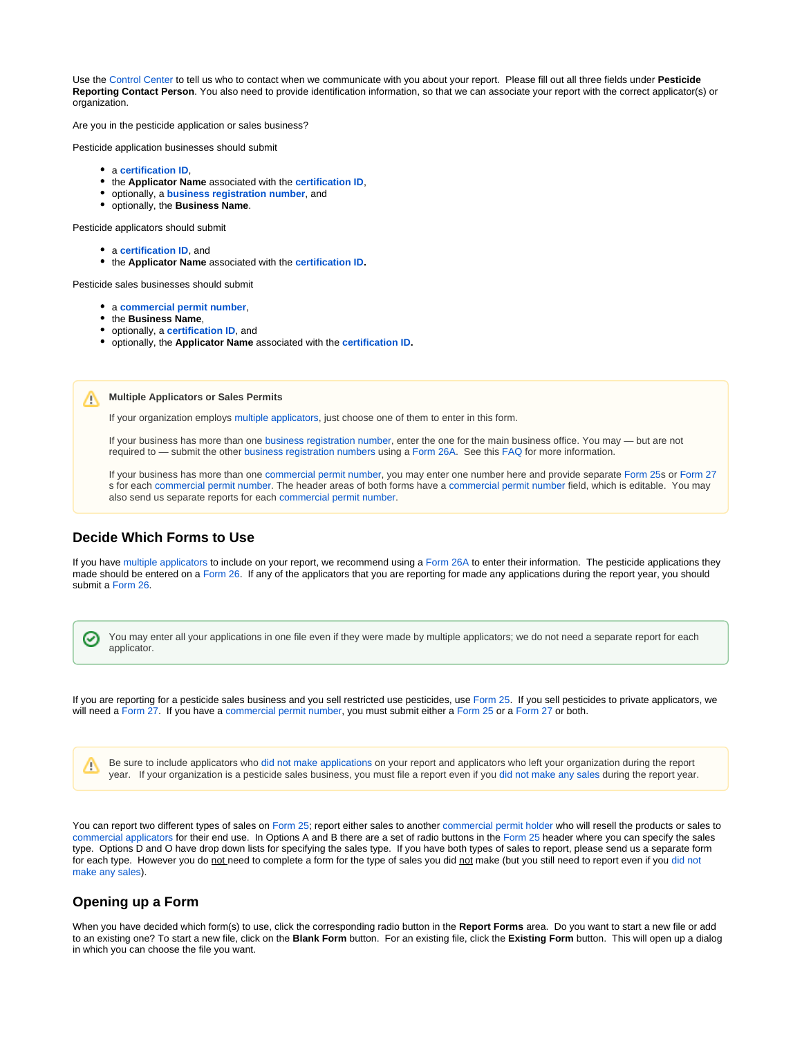Use the Control Center to tell us who to contact when we communicate with you about your report. Please fill out all three fields under **Pesticide Reporting Contact Person**. You also need to provide identification information, so that we can associate your report with the correct applicator(s) or organization.

Are you in the pesticide application or sales business?

Pesticide application businesses should submit

- a **certification ID**,
- the **Applicator Name** associated with the **certification ID**,
- optionally, a **business registration number**, and
- optionally, the **Business Name**.

Pesticide applicators should submit

- a **certification ID**, and
- the **Applicator Name** associated with the **certification ID.**

Pesticide sales businesses should submit

- a **commercial permit number**,
- the **Business Name**,
- optionally, a **certification ID**, and
- optionally, the **Applicator Name** associated with the **certification ID.**

> **Multiple Applicators or Sales Permits**
>
> If your organization employs multiple applicators, just choose one of them to enter in this form.
>
> If your business has more than one business registration number, enter the one for the main business office. You may — but are not required to — submit the other business registration numbers using a Form 26A. See this FAQ for more information.
>
> If your business has more than one commercial permit number, you may enter one number here and provide separate Form 25s or Form 27s for each commercial permit number. The header areas of both forms have a commercial permit number field, which is editable. You may also send us separate reports for each commercial permit number.

## Decide Which Forms to Use

If you have multiple applicators to include on your report, we recommend using a Form 26A to enter their information. The pesticide applications they made should be entered on a Form 26. If any of the applicators that you are reporting for made any applications during the report year, you should submit a Form 26.

> You may enter all your applications in one file even if they were made by multiple applicators; we do not need a separate report for each applicator.

If you are reporting for a pesticide sales business and you sell restricted use pesticides, use Form 25. If you sell pesticides to private applicators, we will need a Form 27. If you have a commercial permit number, you must submit either a Form 25 or a Form 27 or both.

> Be sure to include applicators who did not make applications on your report and applicators who left your organization during the report year. If your organization is a pesticide sales business, you must file a report even if you did not make any sales during the report year.

You can report two different types of sales on Form 25; report either sales to another commercial permit holder who will resell the products or sales to commercial applicators for their end use. In Options A and B there are a set of radio buttons in the Form 25 header where you can specify the sales type. Options D and O have drop down lists for specifying the sales type. If you have both types of sales to report, please send us a separate form for each type. However you do <u>not</u> need to complete a form for the type of sales you did <u>not</u> make (but you still need to report even if you did not make any sales).

## Opening up a Form

When you have decided which form(s) to use, click the corresponding radio button in the **Report Forms** area. Do you want to start a new file or add to an existing one? To start a new file, click on the **Blank Form** button. For an existing file, click the **Existing Form** button. This will open up a dialog in which you can choose the file you want.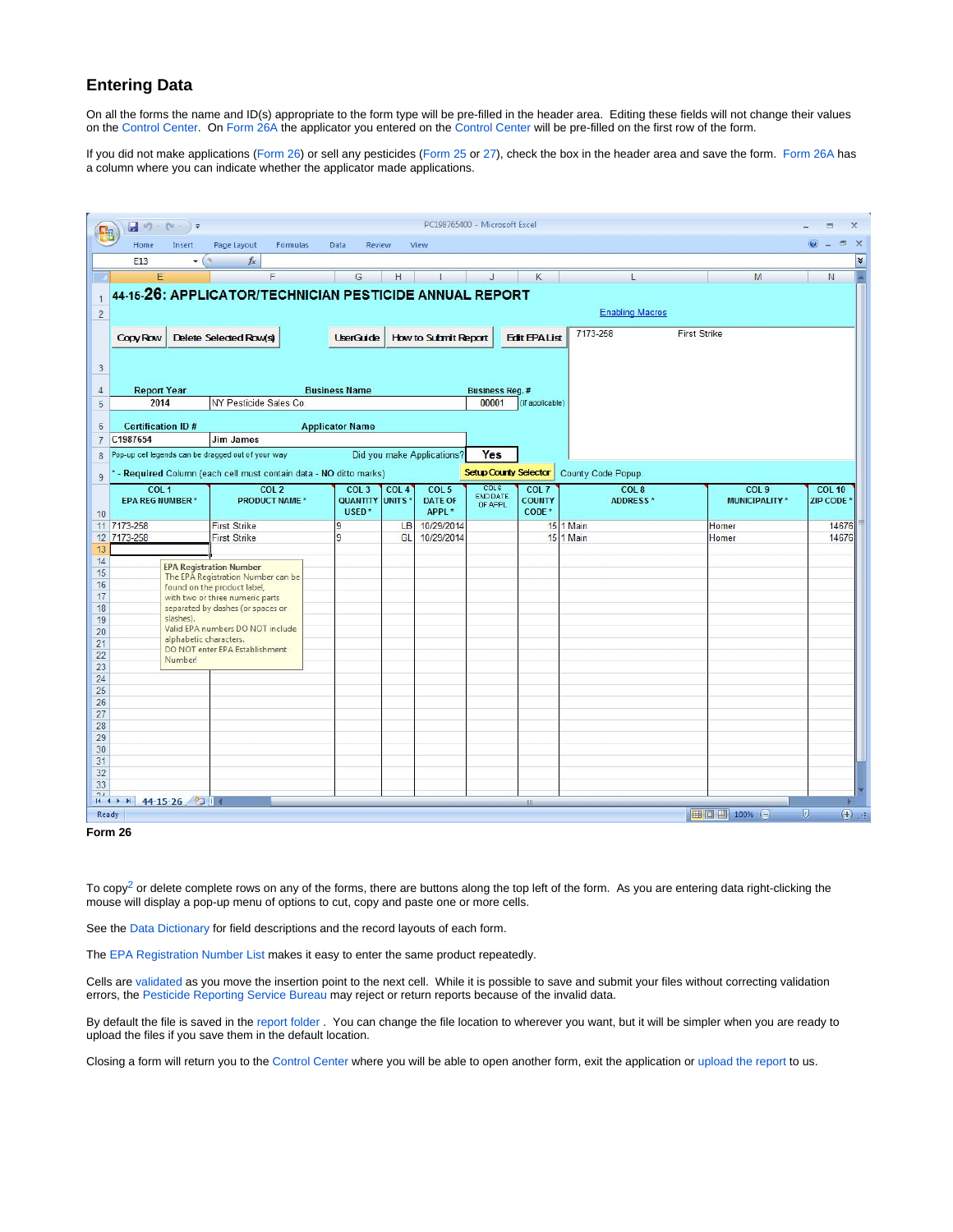## Entering Data

On all the forms the name and ID(s) appropriate to the form type will be pre-filled in the header area. Editing these fields will not change their values on the Control Center. On Form 26A the applicator you entered on the Control Center will be pre-filled on the first row of the form.

If you did not make applications (Form 26) or sell any pesticides (Form 25 or 27), check the box in the header area and save the form. Form 26A has a column where you can indicate whether the applicator made applications.

**Form 26**

To copy[2] or delete complete rows on any of the forms, there are buttons along the top left of the form. As you are entering data right-clicking the mouse will display a pop-up menu of options to cut, copy and paste one or more cells.

See the Data Dictionary for field descriptions and the record layouts of each form.

The EPA Registration Number List makes it easy to enter the same product repeatedly.

Cells are validated as you move the insertion point to the next cell. While it is possible to save and submit your files without correcting validation errors, the Pesticide Reporting Service Bureau may reject or return reports because of the invalid data.

By default the file is saved in the report folder . You can change the file location to wherever you want, but it will be simpler when you are ready to upload the files if you save them in the default location.

Closing a form will return you to the Control Center where you will be able to open another form, exit the application or upload the report to us.